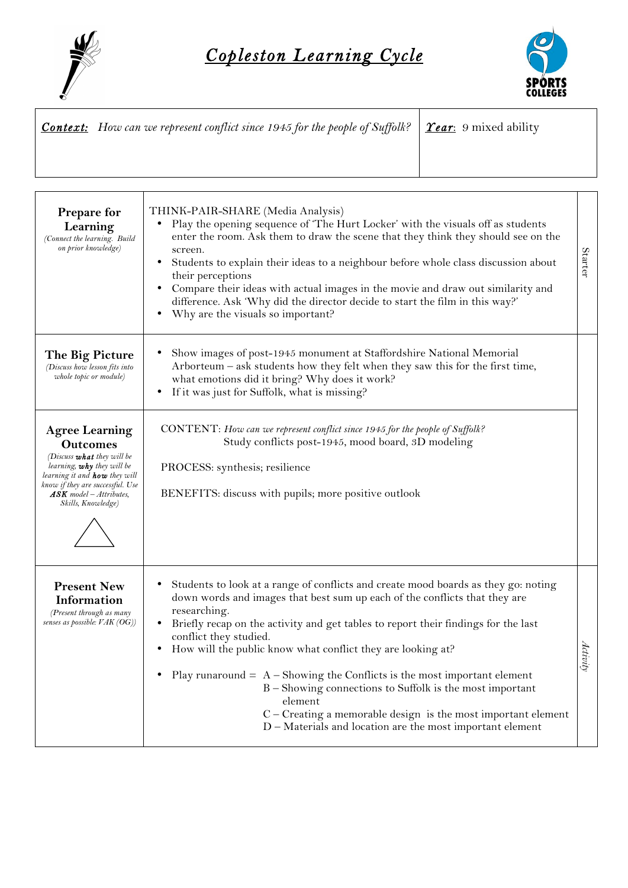# *Copleston Learning Cycle*

| ***Context:*** *How can we represent conflict since 1945 for the people of Suffolk?* | ***Year***: 9 mixed ability |
|---|---|

| | | |
|---|---|---|
| **Prepare for Learning**<br>*(Connect the learning. Build on prior knowledge)* | THINK-PAIR-SHARE (Media Analysis)<br>• Play the opening sequence of 'The Hurt Locker' with the visuals off as students enter the room. Ask them to draw the scene that they think they should see on the screen.<br>• Students to explain their ideas to a neighbour before whole class discussion about their perceptions<br>• Compare their ideas with actual images in the movie and draw out similarity and difference. Ask 'Why did the director decide to start the film in this way?'<br>• Why are the visuals so important? | Starter |
| **The Big Picture**<br>*(Discuss how lesson fits into whole topic or module)* | • Show images of post-1945 monument at Staffordshire National Memorial Arborteum – ask students how they felt when they saw this for the first time, what emotions did it bring? Why does it work?<br>• If it was just for Suffolk, what is missing? | |
| **Agree Learning Outcomes**<br>*(Discuss **what** they will be learning, **why** they will be learning it and **how** they will know if they are successful. Use **ASK** model – Attributes, Skills, Knowledge)* | CONTENT: *How can we represent conflict since 1945 for the people of Suffolk?* Study conflicts post-1945, mood board, 3D modeling<br><br>PROCESS: synthesis; resilience<br><br>BENEFITS: discuss with pupils; more positive outlook | |
| **Present New Information**<br>*(Present through as many senses as possible: VAK (OG))* | • Students to look at a range of conflicts and create mood boards as they go: noting down words and images that best sum up each of the conflicts that they are researching.<br>• Briefly recap on the activity and get tables to report their findings for the last conflict they studied.<br>• How will the public know what conflict they are looking at?<br><br>• Play runaround = A – Showing the Conflicts is the most important element<br>B – Showing connections to Suffolk is the most important element<br>C – Creating a memorable design is the most important element<br>D – Materials and location are the most important element | *Activity* |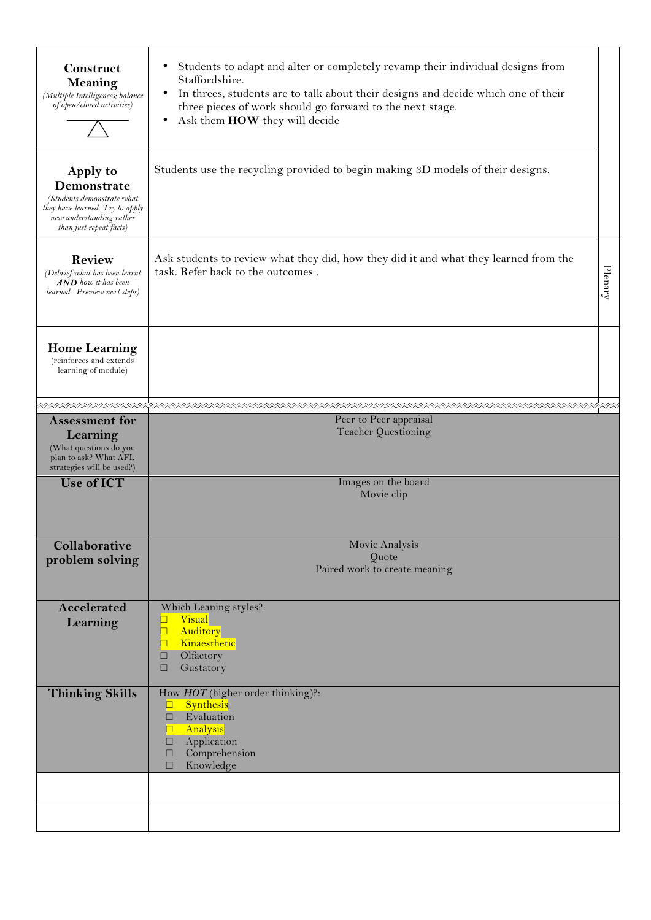| | | |
|---|---|---|
| **Construct Meaning**<br>*(Multiple Intelligences; balance of open/closed activities)* | • Students to adapt and alter or completely revamp their individual designs from Staffordshire.<br>• In threes, students are to talk about their designs and decide which one of their three pieces of work should go forward to the next stage.<br>• Ask them **HOW** they will decide | |
| **Apply to Demonstrate**<br>*(Students demonstrate what they have learned. Try to apply new understanding rather than just repeat facts)* | Students use the recycling provided to begin making 3D models of their designs. | |
| **Review**<br>*(Debrief what has been learnt **AND** how it has been learned. Preview next steps)* | Ask students to review what they did, how they did it and what they learned from the task. Refer back to the outcomes . | Plenary |
| **Home Learning**<br>(reinforces and extends learning of module) | | |

| | |
|---|---|
| **Assessment for Learning**<br>(What questions do you plan to ask? What AFL strategies will be used?) | Peer to Peer appraisal<br>Teacher Questioning |
| **Use of ICT** | Images on the board<br>Movie clip |
| **Collaborative problem solving** | Movie Analysis<br>Quote<br>Paired work to create meaning |
| **Accelerated Learning** | Which Leaning styles?:<br>☐ Visual<br>☐ Auditory<br>☐ Kinaesthetic<br>☐ Olfactory<br>☐ Gustatory |
| **Thinking Skills** | How *HOT* (higher order thinking)?:<br>☐ Synthesis<br>☐ Evaluation<br>☐ Analysis<br>☐ Application<br>☐ Comprehension<br>☐ Knowledge |
| | |
| | |